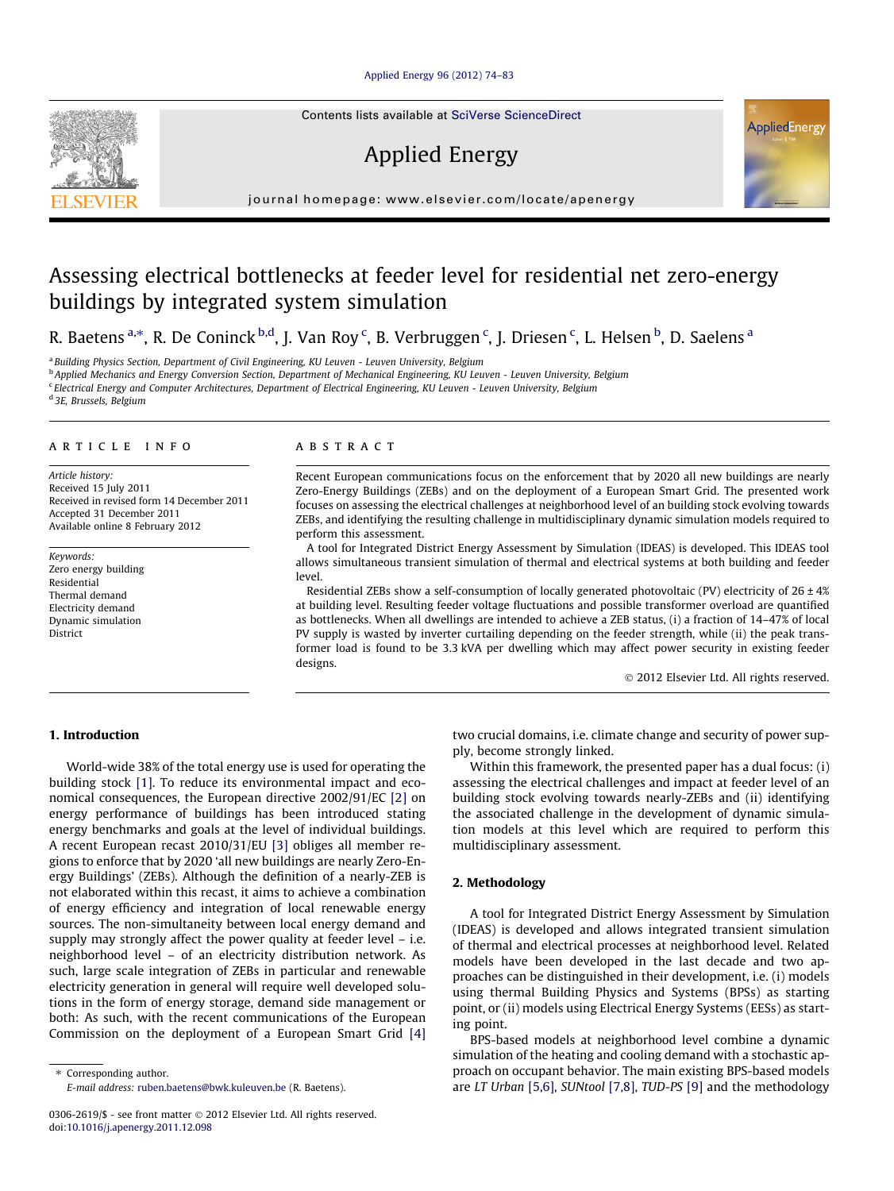# Assessing electrical bottlenecks at feeder level for residential net zero-energy buildings by integrated system simulation

R. Baetens [a,*], R. De Coninck [b,d], J. Van Roy [c], B. Verbruggen [c], J. Driesen [c], L. Helsen [b], D. Saelens [a]

[a] Building Physics Section, Department of Civil Engineering, KU Leuven - Leuven University, Belgium
[b] Applied Mechanics and Energy Conversion Section, Department of Mechanical Engineering, KU Leuven - Leuven University, Belgium
[c] Electrical Energy and Computer Architectures, Department of Electrical Engineering, KU Leuven - Leuven University, Belgium
[d] 3E, Brussels, Belgium

## ARTICLE INFO

*Article history:*
Received 15 July 2011
Received in revised form 14 December 2011
Accepted 31 December 2011
Available online 8 February 2012

*Keywords:*
Zero energy building
Residential
Thermal demand
Electricity demand
Dynamic simulation
District

## ABSTRACT

Recent European communications focus on the enforcement that by 2020 all new buildings are nearly Zero-Energy Buildings (ZEBs) and on the deployment of a European Smart Grid. The presented work focuses on assessing the electrical challenges at neighborhood level of an building stock evolving towards ZEBs, and identifying the resulting challenge in multidisciplinary dynamic simulation models required to perform this assessment.

A tool for Integrated District Energy Assessment by Simulation (IDEAS) is developed. This IDEAS tool allows simultaneous transient simulation of thermal and electrical systems at both building and feeder level.

Residential ZEBs show a self-consumption of locally generated photovoltaic (PV) electricity of 26 ± 4% at building level. Resulting feeder voltage fluctuations and possible transformer overload are quantified as bottlenecks. When all dwellings are intended to achieve a ZEB status, (i) a fraction of 14–47% of local PV supply is wasted by inverter curtailing depending on the feeder strength, while (ii) the peak transformer load is found to be 3.3 kVA per dwelling which may affect power security in existing feeder designs.

© 2012 Elsevier Ltd. All rights reserved.

## 1. Introduction

World-wide 38% of the total energy use is used for operating the building stock [1]. To reduce its environmental impact and economical consequences, the European directive 2002/91/EC [2] on energy performance of buildings has been introduced stating energy benchmarks and goals at the level of individual buildings. A recent European recast 2010/31/EU [3] obliges all member regions to enforce that by 2020 'all new buildings are nearly Zero-Energy Buildings' (ZEBs). Although the definition of a nearly-ZEB is not elaborated within this recast, it aims to achieve a combination of energy efficiency and integration of local renewable energy sources. The non-simultaneity between local energy demand and supply may strongly affect the power quality at feeder level – i.e. neighborhood level – of an electricity distribution network. As such, large scale integration of ZEBs in particular and renewable electricity generation in general will require well developed solutions in the form of energy storage, demand side management or both: As such, with the recent communications of the European Commission on the deployment of a European Smart Grid [4] two crucial domains, i.e. climate change and security of power supply, become strongly linked.

Within this framework, the presented paper has a dual focus: (i) assessing the electrical challenges and impact at feeder level of an building stock evolving towards nearly-ZEBs and (ii) identifying the associated challenge in the development of dynamic simulation models at this level which are required to perform this multidisciplinary assessment.

## 2. Methodology

A tool for Integrated District Energy Assessment by Simulation (IDEAS) is developed and allows integrated transient simulation of thermal and electrical processes at neighborhood level. Related models have been developed in the last decade and two approaches can be distinguished in their development, i.e. (i) models using thermal Building Physics and Systems (BPSs) as starting point, or (ii) models using Electrical Energy Systems (EESs) as starting point.

BPS-based models at neighborhood level combine a dynamic simulation of the heating and cooling demand with a stochastic approach on occupant behavior. The main existing BPS-based models are *LT Urban* [5,6], *SUNtool* [7,8], *TUD-PS* [9] and the methodology

* Corresponding author.
*E-mail address:* ruben.baetens@bwk.kuleuven.be (R. Baetens).

0306-2619/$ - see front matter © 2012 Elsevier Ltd. All rights reserved.
doi:10.1016/j.apenergy.2011.12.098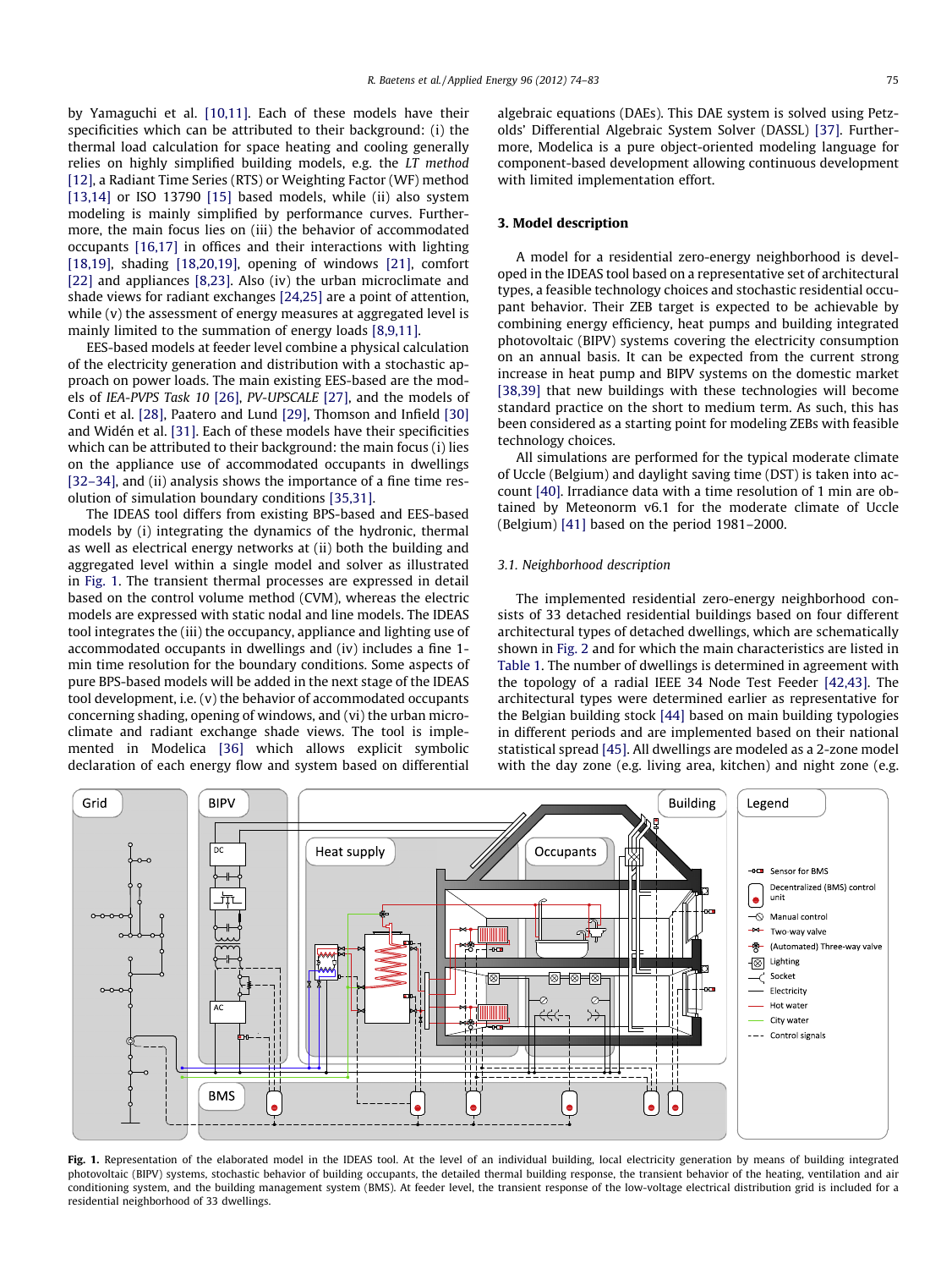by Yamaguchi et al. [10,11]. Each of these models have their specificities which can be attributed to their background: (i) the thermal load calculation for space heating and cooling generally relies on highly simplified building models, e.g. the *LT method* [12], a Radiant Time Series (RTS) or Weighting Factor (WF) method [13,14] or ISO 13790 [15] based models, while (ii) also system modeling is mainly simplified by performance curves. Furthermore, the main focus lies on (iii) the behavior of accommodated occupants [16,17] in offices and their interactions with lighting [18,19], shading [18,20,19], opening of windows [21], comfort [22] and appliances [8,23]. Also (iv) the urban microclimate and shade views for radiant exchanges [24,25] are a point of attention, while (v) the assessment of energy measures at aggregated level is mainly limited to the summation of energy loads [8,9,11].

EES-based models at feeder level combine a physical calculation of the electricity generation and distribution with a stochastic approach on power loads. The main existing EES-based are the models of *IEA-PVPS Task 10* [26], *PV-UPSCALE* [27], and the models of Conti et al. [28], Paatero and Lund [29], Thomson and Infield [30] and Widén et al. [31]. Each of these models have their specificities which can be attributed to their background: the main focus (i) lies on the appliance use of accommodated occupants in dwellings [32–34], and (ii) analysis shows the importance of a fine time resolution of simulation boundary conditions [35,31].

The IDEAS tool differs from existing BPS-based and EES-based models by (i) integrating the dynamics of the hydronic, thermal as well as electrical energy networks at (ii) both the building and aggregated level within a single model and solver as illustrated in Fig. 1. The transient thermal processes are expressed in detail based on the control volume method (CVM), whereas the electric models are expressed with static nodal and line models. The IDEAS tool integrates the (iii) the occupancy, appliance and lighting use of accommodated occupants in dwellings and (iv) includes a fine 1-min time resolution for the boundary conditions. Some aspects of pure BPS-based models will be added in the next stage of the IDEAS tool development, i.e. (v) the behavior of accommodated occupants concerning shading, opening of windows, and (vi) the urban microclimate and radiant exchange shade views. The tool is implemented in Modelica [36] which allows explicit symbolic declaration of each energy flow and system based on differential algebraic equations (DAEs). This DAE system is solved using Petzolds' Differential Algebraic System Solver (DASSL) [37]. Furthermore, Modelica is a pure object-oriented modeling language for component-based development allowing continuous development with limited implementation effort.

## 3. Model description

A model for a residential zero-energy neighborhood is developed in the IDEAS tool based on a representative set of architectural types, a feasible technology choices and stochastic residential occupant behavior. Their ZEB target is expected to be achievable by combining energy efficiency, heat pumps and building integrated photovoltaic (BIPV) systems covering the electricity consumption on an annual basis. It can be expected from the current strong increase in heat pump and BIPV systems on the domestic market [38,39] that new buildings with these technologies will become standard practice on the short to medium term. As such, this has been considered as a starting point for modeling ZEBs with feasible technology choices.

All simulations are performed for the typical moderate climate of Uccle (Belgium) and daylight saving time (DST) is taken into account [40]. Irradiance data with a time resolution of 1 min are obtained by Meteonorm v6.1 for the moderate climate of Uccle (Belgium) [41] based on the period 1981–2000.

### 3.1. Neighborhood description

The implemented residential zero-energy neighborhood consists of 33 detached residential buildings based on four different architectural types of detached dwellings, which are schematically shown in Fig. 2 and for which the main characteristics are listed in Table 1. The number of dwellings is determined in agreement with the topology of a radial IEEE 34 Node Test Feeder [42,43]. The architectural types were determined earlier as representative for the Belgian building stock [44] based on main building typologies in different periods and are implemented based on their national statistical spread [45]. All dwellings are modeled as a 2-zone model with the day zone (e.g. living area, kitchen) and night zone (e.g.

**Fig. 1.** Representation of the elaborated model in the IDEAS tool. At the level of an individual building, local electricity generation by means of building integrated photovoltaic (BIPV) systems, stochastic behavior of building occupants, the detailed thermal building response, the transient behavior of the heating, ventilation and air conditioning system, and the building management system (BMS). At feeder level, the transient response of the low-voltage electrical distribution grid is included for a residential neighborhood of 33 dwellings.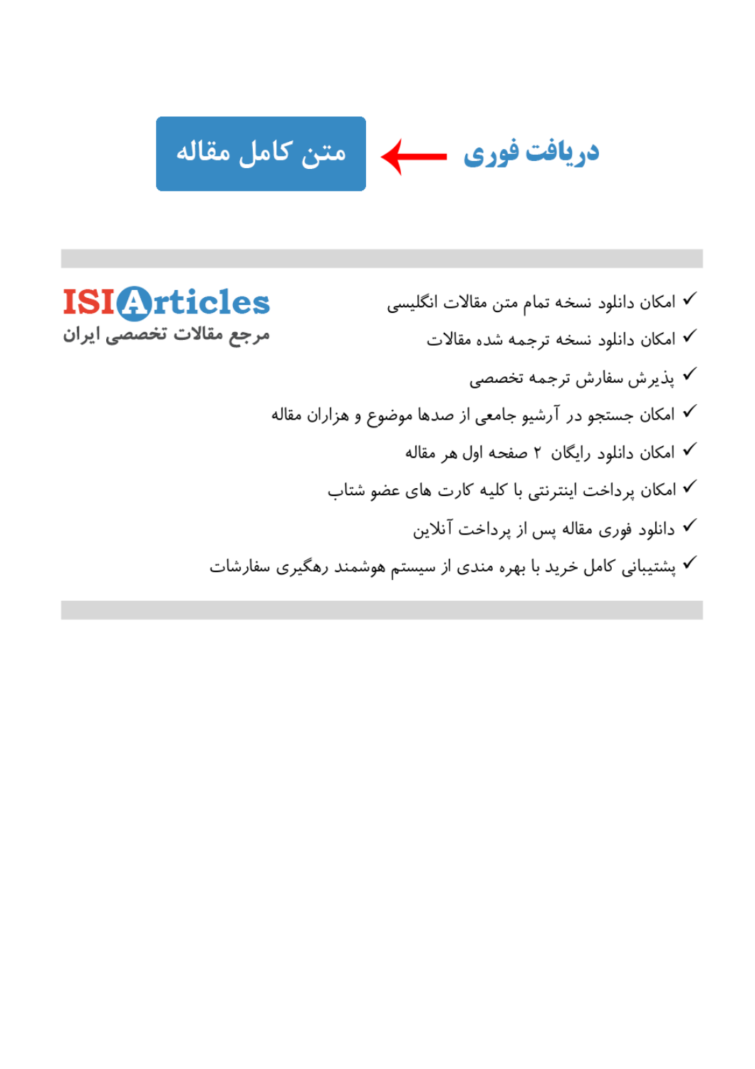دریافت فوری ← متن کامل مقاله

**ISIArticles**
مرجع مقالات تخصصی ایران

- ✓ امکان دانلود نسخه تمام متن مقالات انگلیسی
- ✓ امکان دانلود نسخه ترجمه شده مقالات
- ✓ پذیرش سفارش ترجمه تخصصی
- ✓ امکان جستجو در آرشیو جامعی از صدها موضوع و هزاران مقاله
- ✓ امکان دانلود رایگان ۲ صفحه اول هر مقاله
- ✓ امکان پرداخت اینترنتی با کلیه کارت های عضو شتاب
- ✓ دانلود فوری مقاله پس از پرداخت آنلاین
- ✓ پشتیبانی کامل خرید با بهره مندی از سیستم هوشمند رهگیری سفارشات